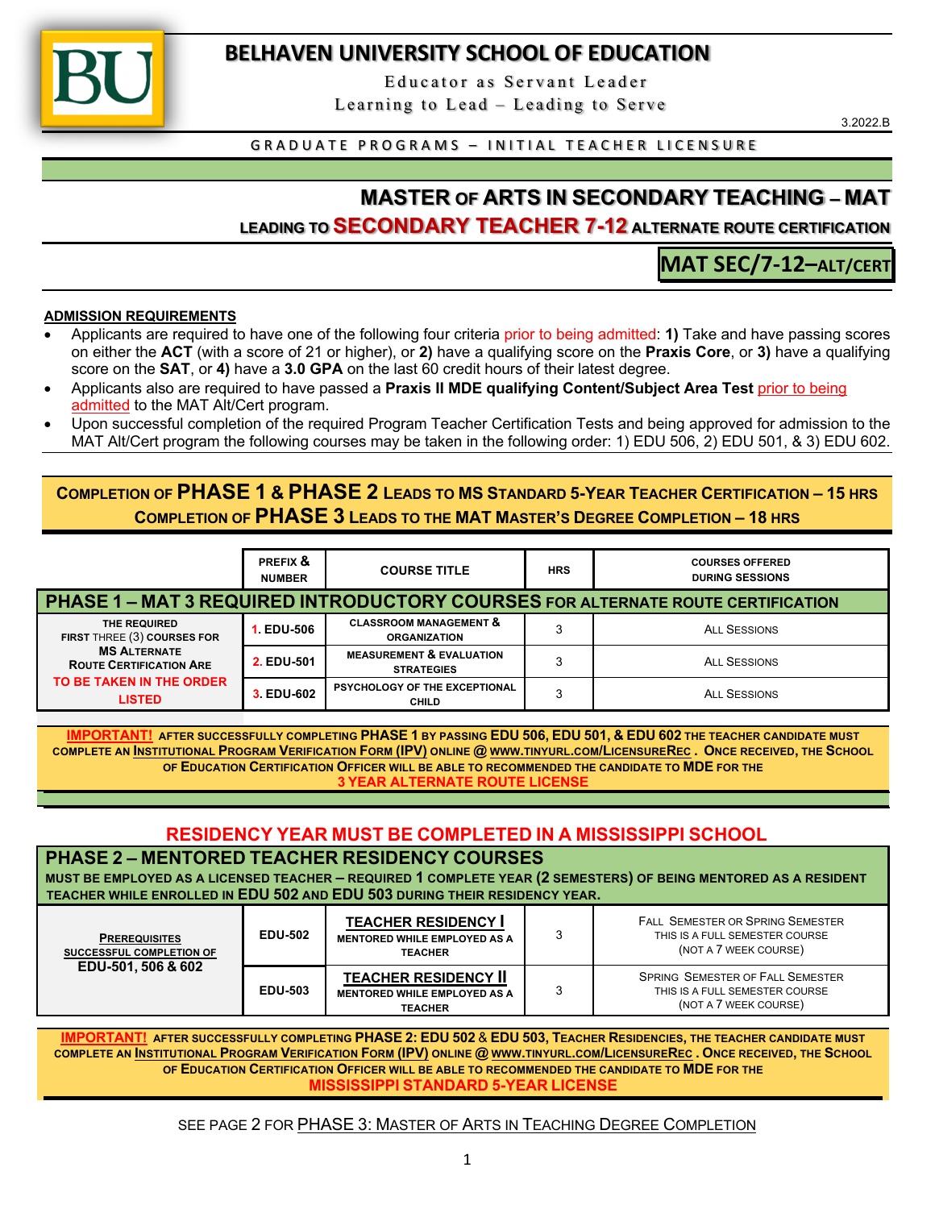# BELHAVEN UNIVERSITY SCHOOL OF EDUCATION

Educator as Servant Leader
Learning to Lead – Leading to Serve

3.2022.B

GRADUATE PROGRAMS – INITIAL TEACHER LICENSURE

## MASTER OF ARTS IN SECONDARY TEACHING – MAT

### LEADING TO SECONDARY TEACHER 7-12 ALTERNATE ROUTE CERTIFICATION

**MAT SEC/7-12–ALT/CERT**

**ADMISSION REQUIREMENTS**

- Applicants are required to have one of the following four criteria prior to being admitted: **1)** Take and have passing scores on either the **ACT** (with a score of 21 or higher), or **2)** have a qualifying score on the **Praxis Core**, or **3)** have a qualifying score on the **SAT**, or **4)** have a **3.0 GPA** on the last 60 credit hours of their latest degree.
- Applicants also are required to have passed a **Praxis II MDE qualifying Content/Subject Area Test** prior to being admitted to the MAT Alt/Cert program.
- Upon successful completion of the required Program Teacher Certification Tests and being approved for admission to the MAT Alt/Cert program the following courses may be taken in the following order: 1) EDU 506, 2) EDU 501, & 3) EDU 602.

**COMPLETION OF PHASE 1 & PHASE 2 LEADS TO MS STANDARD 5-YEAR TEACHER CERTIFICATION – 15 HRS**
**COMPLETION OF PHASE 3 LEADS TO THE MAT MASTER'S DEGREE COMPLETION – 18 HRS**

| | PREFIX & NUMBER | COURSE TITLE | HRS | COURSES OFFERED DURING SESSIONS |
|---|---|---|---|---|
| **PHASE 1 – MAT 3 REQUIRED INTRODUCTORY COURSES FOR ALTERNATE ROUTE CERTIFICATION** | | | | |
| THE REQUIRED FIRST THREE (3) COURSES FOR MS ALTERNATE ROUTE CERTIFICATION ARE TO BE TAKEN IN THE ORDER LISTED | 1. EDU-506 | CLASSROOM MANAGEMENT & ORGANIZATION | 3 | ALL SESSIONS |
| | 2. EDU-501 | MEASUREMENT & EVALUATION STRATEGIES | 3 | ALL SESSIONS |
| | 3. EDU-602 | PSYCHOLOGY OF THE EXCEPTIONAL CHILD | 3 | ALL SESSIONS |

**IMPORTANT!** AFTER SUCCESSFULLY COMPLETING **PHASE 1** BY PASSING **EDU 506, EDU 501, & EDU 602** THE TEACHER CANDIDATE MUST COMPLETE AN INSTITUTIONAL PROGRAM VERIFICATION FORM (IPV) ONLINE @ WWW.TINYURL.COM/LICENSUREREC. ONCE RECEIVED, THE SCHOOL OF EDUCATION CERTIFICATION OFFICER WILL BE ABLE TO RECOMMENDED THE CANDIDATE TO **MDE** FOR THE **3 YEAR ALTERNATE ROUTE LICENSE**

**RESIDENCY YEAR MUST BE COMPLETED IN A MISSISSIPPI SCHOOL**

**PHASE 2 – MENTORED TEACHER RESIDENCY COURSES**
MUST BE EMPLOYED AS A LICENSED TEACHER – REQUIRED 1 COMPLETE YEAR (2 SEMESTERS) OF BEING MENTORED AS A RESIDENT TEACHER WHILE ENROLLED IN **EDU 502** AND **EDU 503** DURING THEIR RESIDENCY YEAR.

| | | | | |
|---|---|---|---|---|
| PREREQUISITES SUCCESSFUL COMPLETION OF **EDU-501, 506 & 602** | EDU-502 | **TEACHER RESIDENCY I** MENTORED WHILE EMPLOYED AS A TEACHER | 3 | FALL SEMESTER OR SPRING SEMESTER THIS IS A FULL SEMESTER COURSE (NOT A 7 WEEK COURSE) |
| | EDU-503 | **TEACHER RESIDENCY II** MENTORED WHILE EMPLOYED AS A TEACHER | 3 | SPRING SEMESTER OF FALL SEMESTER THIS IS A FULL SEMESTER COURSE (NOT A 7 WEEK COURSE) |

**IMPORTANT!** AFTER SUCCESSFULLY COMPLETING **PHASE 2: EDU 502 & EDU 503**, TEACHER RESIDENCIES, THE TEACHER CANDIDATE MUST COMPLETE AN INSTITUTIONAL PROGRAM VERIFICATION FORM (IPV) ONLINE @ WWW.TINYURL.COM/LICENSUREREC. ONCE RECEIVED, THE SCHOOL OF EDUCATION CERTIFICATION OFFICER WILL BE ABLE TO RECOMMENDED THE CANDIDATE TO **MDE** FOR THE **MISSISSIPPI STANDARD 5-YEAR LICENSE**

SEE PAGE 2 FOR PHASE 3: MASTER OF ARTS IN TEACHING DEGREE COMPLETION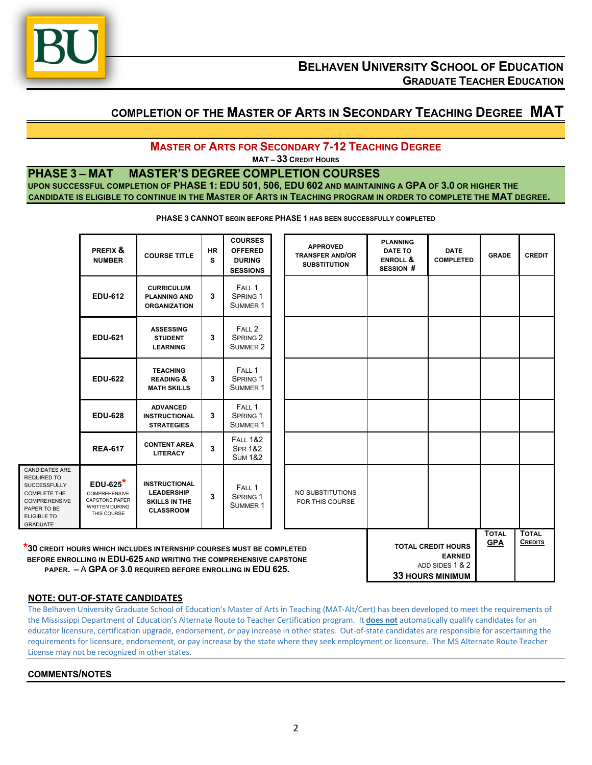# BELHAVEN UNIVERSITY SCHOOL OF EDUCATION
## GRADUATE TEACHER EDUCATION

## COMPLETION OF THE MASTER OF ARTS IN SECONDARY TEACHING DEGREE MAT

### MASTER OF ARTS FOR SECONDARY 7-12 TEACHING DEGREE

**MAT – 33 CREDIT HOURS**

### PHASE 3 – MAT MASTER'S DEGREE COMPLETION COURSES

**UPON SUCCESSFUL COMPLETION OF PHASE 1: EDU 501, 506, EDU 602 AND MAINTAINING A GPA OF 3.0 OR HIGHER THE CANDIDATE IS ELIGIBLE TO CONTINUE IN THE MASTER OF ARTS IN TEACHING PROGRAM IN ORDER TO COMPLETE THE MAT DEGREE.**

**PHASE 3 CANNOT BEGIN BEFORE PHASE 1 HAS BEEN SUCCESSFULLY COMPLETED**

| | PREFIX & NUMBER | COURSE TITLE | HRS | COURSES OFFERED DURING SESSIONS | APPROVED TRANSFER AND/OR SUBSTITUTION | PLANNING DATE TO ENROLL & SESSION # | DATE COMPLETED | GRADE | CREDIT |
|---|---|---|---|---|---|---|---|---|---|
| | EDU-612 | CURRICULUM PLANNING AND ORGANIZATION | 3 | FALL 1 SPRING 1 SUMMER 1 | | | | | |
| | EDU-621 | ASSESSING STUDENT LEARNING | 3 | FALL 2 SPRING 2 SUMMER 2 | | | | | |
| | EDU-622 | TEACHING READING & MATH SKILLS | 3 | FALL 1 SPRING 1 SUMMER 1 | | | | | |
| | EDU-628 | ADVANCED INSTRUCTIONAL STRATEGIES | 3 | FALL 1 SPRING 1 SUMMER 1 | | | | | |
| | REA-617 | CONTENT AREA LITERACY | 3 | FALL 1&2 SPR 1&2 SUM 1&2 | | | | | |
| CANDIDATES ARE REQUIRED TO SUCCESSFULLY COMPLETE THE COMPREHENSIVE PAPER TO BE ELIGIBLE TO GRADUATE | EDU-625* COMPREHENSIVE CAPSTONE PAPER WRITTEN DURING THIS COURSE | INSTRUCTIONAL LEADERSHIP SKILLS IN THE CLASSROOM | 3 | FALL 1 SPRING 1 SUMMER 1 | NO SUBSTITUTIONS FOR THIS COURSE | | | | |
| | | | | | | TOTAL CREDIT HOURS EARNED ADD SIDES 1 & 2 **33 HOURS MINIMUM** | | TOTAL GPA | TOTAL CREDITS |

***30 CREDIT HOURS WHICH INCLUDES INTERNSHIP COURSES MUST BE COMPLETED BEFORE ENROLLING IN EDU-625 AND WRITING THE COMPREHENSIVE CAPSTONE PAPER. – A GPA OF 3.0 REQUIRED BEFORE ENROLLING IN EDU 625.**

**NOTE: OUT-OF-STATE CANDIDATES**

The Belhaven University Graduate School of Education's Master of Arts in Teaching (MAT-Alt/Cert) has been developed to meet the requirements of the Mississippi Department of Education's Alternate Route to Teacher Certification program. It **does not** automatically qualify candidates for an educator licensure, certification upgrade, endorsement, or pay increase in other states. Out-of-state candidates are responsible for ascertaining the requirements for licensure, endorsement, or pay increase by the state where they seek employment or licensure. The MS Alternate Route Teacher License may not be recognized in other states.

**COMMENTS/NOTES**